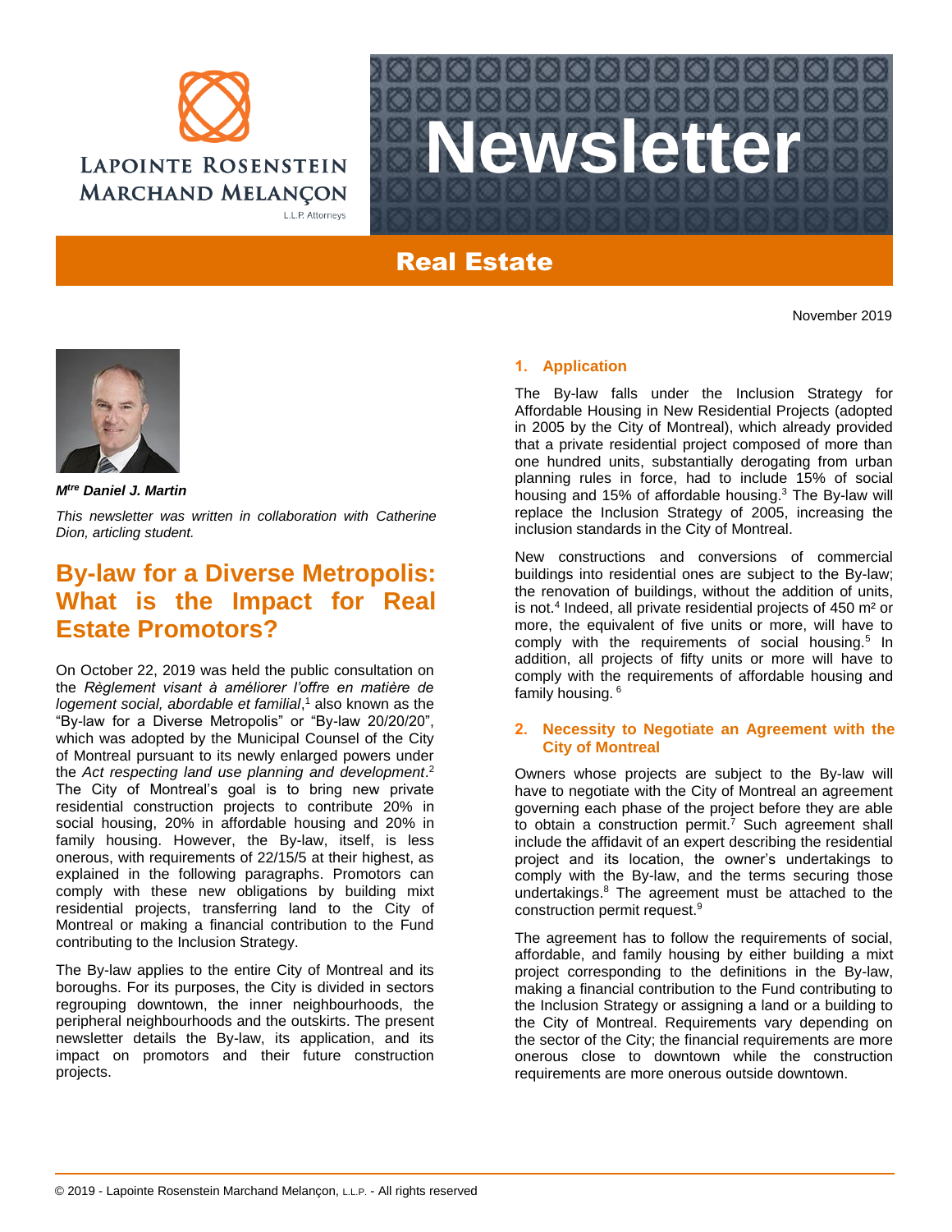# Newsletter

## Real Estate

November 2019

***M[tre] Daniel J. Martin***

*This newsletter was written in collaboration with Catherine Dion, articling student.*

## By-law for a Diverse Metropolis: What is the Impact for Real Estate Promotors?

On October 22, 2019 was held the public consultation on the *Règlement visant à améliorer l'offre en matière de logement social, abordable et familial*,[1] also known as the "By-law for a Diverse Metropolis" or "By-law 20/20/20", which was adopted by the Municipal Counsel of the City of Montreal pursuant to its newly enlarged powers under the *Act respecting land use planning and development*.[2] The City of Montreal's goal is to bring new private residential construction projects to contribute 20% in social housing, 20% in affordable housing and 20% in family housing. However, the By-law, itself, is less onerous, with requirements of 22/15/5 at their highest, as explained in the following paragraphs. Promotors can comply with these new obligations by building mixt residential projects, transferring land to the City of Montreal or making a financial contribution to the Fund contributing to the Inclusion Strategy.

The By-law applies to the entire City of Montreal and its boroughs. For its purposes, the City is divided in sectors regrouping downtown, the inner neighbourhoods, the peripheral neighbourhoods and the outskirts. The present newsletter details the By-law, its application, and its impact on promotors and their future construction projects.

### 1. Application

The By-law falls under the Inclusion Strategy for Affordable Housing in New Residential Projects (adopted in 2005 by the City of Montreal), which already provided that a private residential project composed of more than one hundred units, substantially derogating from urban planning rules in force, had to include 15% of social housing and 15% of affordable housing.[3] The By-law will replace the Inclusion Strategy of 2005, increasing the inclusion standards in the City of Montreal.

New constructions and conversions of commercial buildings into residential ones are subject to the By-law; the renovation of buildings, without the addition of units, is not.[4] Indeed, all private residential projects of 450 m² or more, the equivalent of five units or more, will have to comply with the requirements of social housing.[5] In addition, all projects of fifty units or more will have to comply with the requirements of affordable housing and family housing. [6]

### 2. Necessity to Negotiate an Agreement with the City of Montreal

Owners whose projects are subject to the By-law will have to negotiate with the City of Montreal an agreement governing each phase of the project before they are able to obtain a construction permit.[7] Such agreement shall include the affidavit of an expert describing the residential project and its location, the owner's undertakings to comply with the By-law, and the terms securing those undertakings.[8] The agreement must be attached to the construction permit request.[9]

The agreement has to follow the requirements of social, affordable, and family housing by either building a mixt project corresponding to the definitions in the By-law, making a financial contribution to the Fund contributing to the Inclusion Strategy or assigning a land or a building to the City of Montreal. Requirements vary depending on the sector of the City; the financial requirements are more onerous close to downtown while the construction requirements are more onerous outside downtown.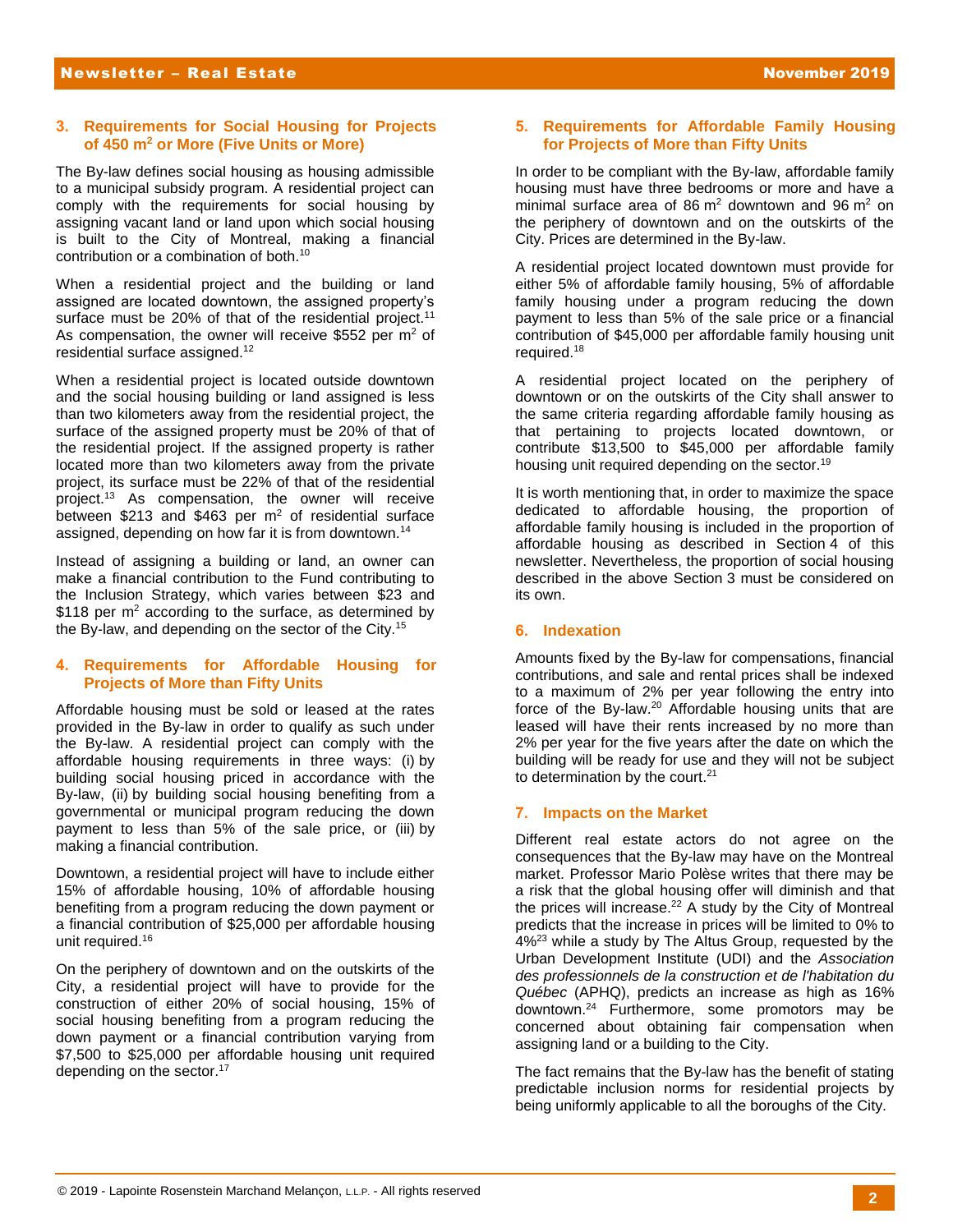## 3. Requirements for Social Housing for Projects of 450 $m^2$ or More (Five Units or More)

The By-law defines social housing as housing admissible to a municipal subsidy program. A residential project can comply with the requirements for social housing by assigning vacant land or land upon which social housing is built to the City of Montreal, making a financial contribution or a combination of both.[10]

When a residential project and the building or land assigned are located downtown, the assigned property's surface must be 20% of that of the residential project.[11] As compensation, the owner will receive \$552 per $m^2$ of residential surface assigned.[12]

When a residential project is located outside downtown and the social housing building or land assigned is less than two kilometers away from the residential project, the surface of the assigned property must be 20% of that of the residential project. If the assigned property is rather located more than two kilometers away from the private project, its surface must be 22% of that of the residential project.[13] As compensation, the owner will receive between \$213 and \$463 per $m^2$ of residential surface assigned, depending on how far it is from downtown.[14]

Instead of assigning a building or land, an owner can make a financial contribution to the Fund contributing to the Inclusion Strategy, which varies between \$23 and \$118 per $m^2$ according to the surface, as determined by the By-law, and depending on the sector of the City.[15]

## 4. Requirements for Affordable Housing for Projects of More than Fifty Units

Affordable housing must be sold or leased at the rates provided in the By-law in order to qualify as such under the By-law. A residential project can comply with the affordable housing requirements in three ways: (i) by building social housing priced in accordance with the By-law, (ii) by building social housing benefiting from a governmental or municipal program reducing the down payment to less than 5% of the sale price, or (iii) by making a financial contribution.

Downtown, a residential project will have to include either 15% of affordable housing, 10% of affordable housing benefiting from a program reducing the down payment or a financial contribution of \$25,000 per affordable housing unit required.[16]

On the periphery of downtown and on the outskirts of the City, a residential project will have to provide for the construction of either 20% of social housing, 15% of social housing benefiting from a program reducing the down payment or a financial contribution varying from \$7,500 to \$25,000 per affordable housing unit required depending on the sector.[17]

## 5. Requirements for Affordable Family Housing for Projects of More than Fifty Units

In order to be compliant with the By-law, affordable family housing must have three bedrooms or more and have a minimal surface area of 86 $m^2$ downtown and 96 $m^2$ on the periphery of downtown and on the outskirts of the City. Prices are determined in the By-law.

A residential project located downtown must provide for either 5% of affordable family housing, 5% of affordable family housing under a program reducing the down payment to less than 5% of the sale price or a financial contribution of \$45,000 per affordable family housing unit required.[18]

A residential project located on the periphery of downtown or on the outskirts of the City shall answer to the same criteria regarding affordable family housing as that pertaining to projects located downtown, or contribute \$13,500 to \$45,000 per affordable family housing unit required depending on the sector.[19]

It is worth mentioning that, in order to maximize the space dedicated to affordable housing, the proportion of affordable family housing is included in the proportion of affordable housing as described in Section 4 of this newsletter. Nevertheless, the proportion of social housing described in the above Section 3 must be considered on its own.

## 6. Indexation

Amounts fixed by the By-law for compensations, financial contributions, and sale and rental prices shall be indexed to a maximum of 2% per year following the entry into force of the By-law.[20] Affordable housing units that are leased will have their rents increased by no more than 2% per year for the five years after the date on which the building will be ready for use and they will not be subject to determination by the court.[21]

## 7. Impacts on the Market

Different real estate actors do not agree on the consequences that the By-law may have on the Montreal market. Professor Mario Polèse writes that there may be a risk that the global housing offer will diminish and that the prices will increase.[22] A study by the City of Montreal predicts that the increase in prices will be limited to 0% to 4%[23] while a study by The Altus Group, requested by the Urban Development Institute (UDI) and the *Association des professionnels de la construction et de l'habitation du Québec* (APHQ), predicts an increase as high as 16% downtown.[24] Furthermore, some promotors may be concerned about obtaining fair compensation when assigning land or a building to the City.

The fact remains that the By-law has the benefit of stating predictable inclusion norms for residential projects by being uniformly applicable to all the boroughs of the City.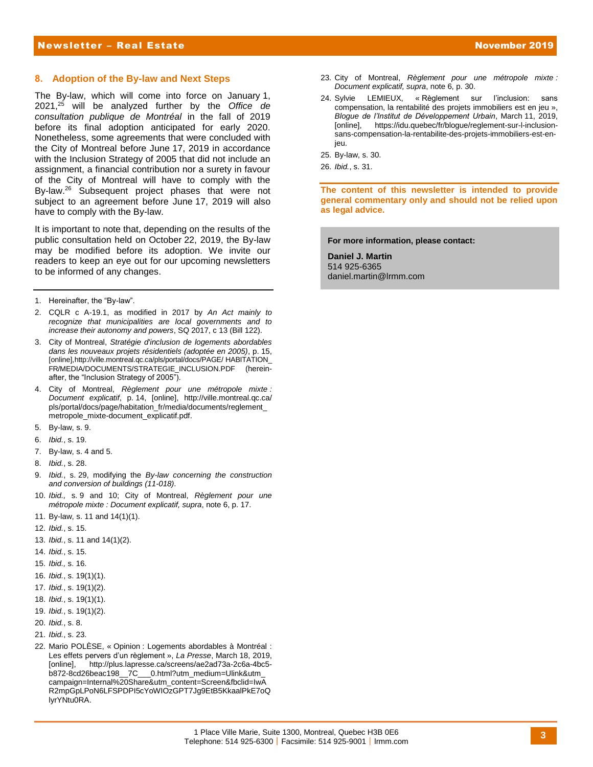## 8. Adoption of the By-law and Next Steps

The By-law, which will come into force on January 1, 2021,[25] will be analyzed further by the *Office de consultation publique de Montréal* in the fall of 2019 before its final adoption anticipated for early 2020. Nonetheless, some agreements that were concluded with the City of Montreal before June 17, 2019 in accordance with the Inclusion Strategy of 2005 that did not include an assignment, a financial contribution nor a surety in favour of the City of Montreal will have to comply with the By-law.[26] Subsequent project phases that were not subject to an agreement before June 17, 2019 will also have to comply with the By-law.

It is important to note that, depending on the results of the public consultation held on October 22, 2019, the By-law may be modified before its adoption. We invite our readers to keep an eye out for our upcoming newsletters to be informed of any changes.

---

1. Hereinafter, the "By-law".
2. CQLR c A-19.1, as modified in 2017 by *An Act mainly to recognize that municipalities are local governments and to increase their autonomy and powers*, SQ 2017, c 13 (Bill 122).
3. City of Montreal, *Stratégie d'inclusion de logements abordables dans les nouveaux projets résidentiels (adoptée en 2005)*, p. 15, [online], http://ville.montreal.qc.ca/pls/portal/docs/PAGE/ HABITATION_FR/MEDIA/DOCUMENTS/STRATEGIE_INCLUSION.PDF (hereinafter, the "Inclusion Strategy of 2005").
4. City of Montreal, *Règlement pour une métropole mixte : Document explicatif*, p. 14, [online], http://ville.montreal.qc.ca/pls/portal/docs/page/habitation_fr/media/documents/reglement_metropole_mixte-document_explicatif.pdf.
5. By-law, s. 9.
6. *Ibid.*, s. 19.
7. By-law, s. 4 and 5.
8. *Ibid.*, s. 28.
9. *Ibid.*, s. 29, modifying the *By-law concerning the construction and conversion of buildings (11-018)*.
10. *Ibid.,* s. 9 and 10; City of Montreal, *Règlement pour une métropole mixte : Document explicatif, supra*, note 6, p. 17.
11. By-law, s. 11 and 14(1)(1).
12. *Ibid.*, s. 15.
13. *Ibid.*, s. 11 and 14(1)(2).
14. *Ibid.*, s. 15.
15. *Ibid.,* s. 16.
16. *Ibid.*, s. 19(1)(1).
17. *Ibid.*, s. 19(1)(2).
18. *Ibid.*, s. 19(1)(1).
19. *Ibid.*, s. 19(1)(2).
20. *Ibid.*, s. 8.
21. *Ibid.*, s. 23.
22. Mario POLÈSE, « Opinion : Logements abordables à Montréal : Les effets pervers d'un règlement », *La Presse*, March 18, 2019, [online], http://plus.lapresse.ca/screens/ae2ad73a-2c6a-4bc5-b872-8cd26beac198__7C___0.html?utm_medium=Ulink&utm_campaign=Internal%20Share&utm_content=Screen&fbclid=IwAR2mpGpLPoN6LFSPDPI5cYoWIOzGPT7Jg9EtB5KkaalPkE7oQlyrYNtu0RA.
23. City of Montreal, *Règlement pour une métropole mixte : Document explicatif, supra*, note 6, p. 30.
24. Sylvie LEMIEUX, « Règlement sur l'inclusion: sans compensation, la rentabilité des projets immobiliers est en jeu », *Blogue de l'Institut de Développement Urbain*, March 11, 2019, [online], https://idu.quebec/fr/blogue/reglement-sur-l-inclusion-sans-compensation-la-rentabilite-des-projets-immobiliers-est-en-jeu.
25. By-law, s. 30.
26. *Ibid.*, s. 31.

---

**The content of this newsletter is intended to provide general commentary only and should not be relied upon as legal advice.**

**For more information, please contact:**

**Daniel J. Martin**
514 925-6365
daniel.martin@lrmm.com

1 Place Ville Marie, Suite 1300, Montreal, Quebec H3B 0E6
Telephone: 514 925-6300 | Facsimile: 514 925-9001 | lrmm.com